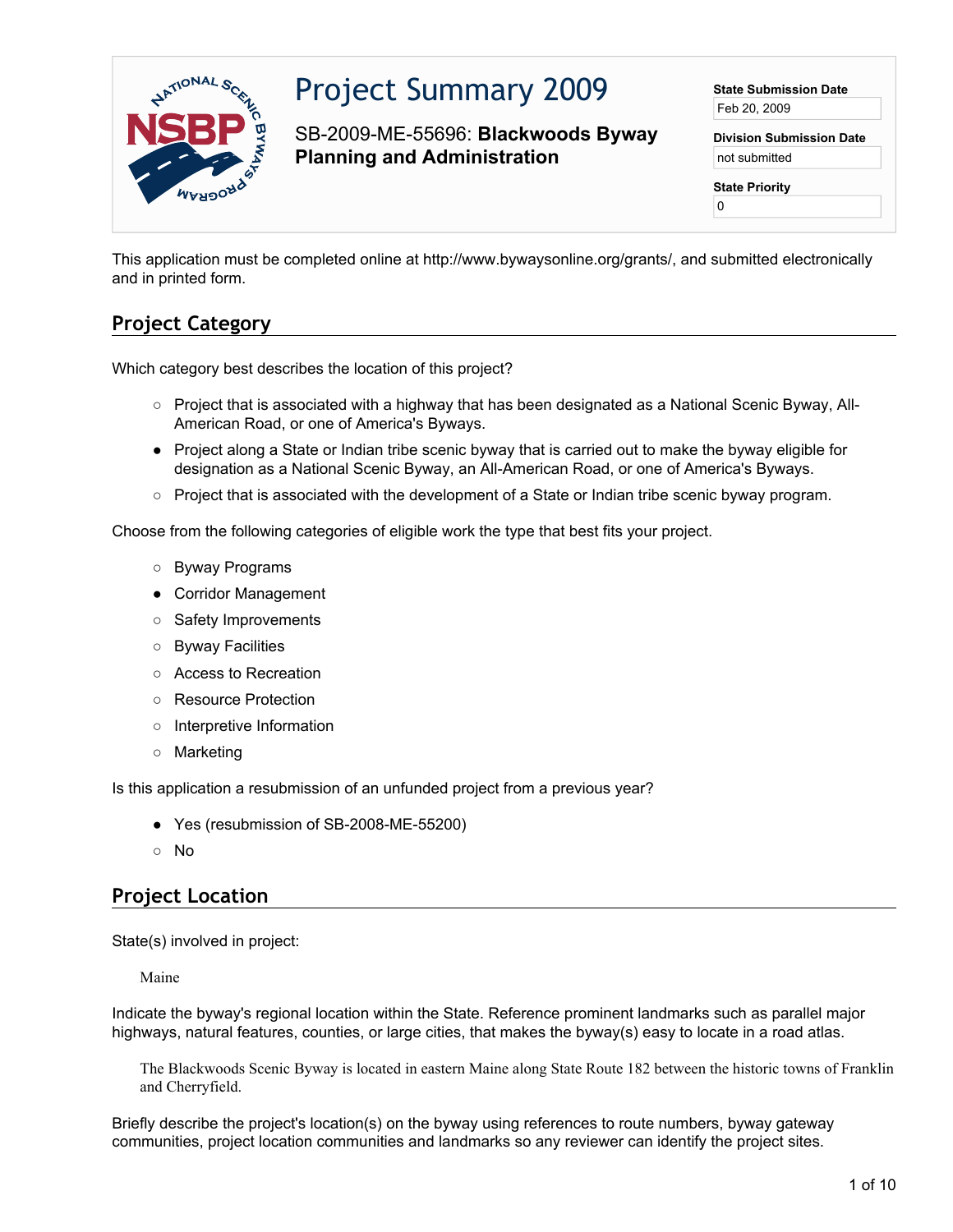# Project Summary 2009

SB-2009-ME-55696: **Blackwoods Byway Planning and Administration**

**State Submission Date**
Feb 20, 2009

**Division Submission Date**
not submitted

**State Priority**
0

This application must be completed online at http://www.bywaysonline.org/grants/, and submitted electronically and in printed form.

## Project Category

Which category best describes the location of this project?

- ○ Project that is associated with a highway that has been designated as a National Scenic Byway, All-American Road, or one of America's Byways.
- ● Project along a State or Indian tribe scenic byway that is carried out to make the byway eligible for designation as a National Scenic Byway, an All-American Road, or one of America's Byways.
- ○ Project that is associated with the development of a State or Indian tribe scenic byway program.

Choose from the following categories of eligible work the type that best fits your project.

- ○ Byway Programs
- ● Corridor Management
- ○ Safety Improvements
- ○ Byway Facilities
- ○ Access to Recreation
- ○ Resource Protection
- ○ Interpretive Information
- ○ Marketing

Is this application a resubmission of an unfunded project from a previous year?

- ● Yes (resubmission of SB-2008-ME-55200)
- ○ No

## Project Location

State(s) involved in project:

Maine

Indicate the byway's regional location within the State. Reference prominent landmarks such as parallel major highways, natural features, counties, or large cities, that makes the byway(s) easy to locate in a road atlas.

The Blackwoods Scenic Byway is located in eastern Maine along State Route 182 between the historic towns of Franklin and Cherryfield.

Briefly describe the project's location(s) on the byway using references to route numbers, byway gateway communities, project location communities and landmarks so any reviewer can identify the project sites.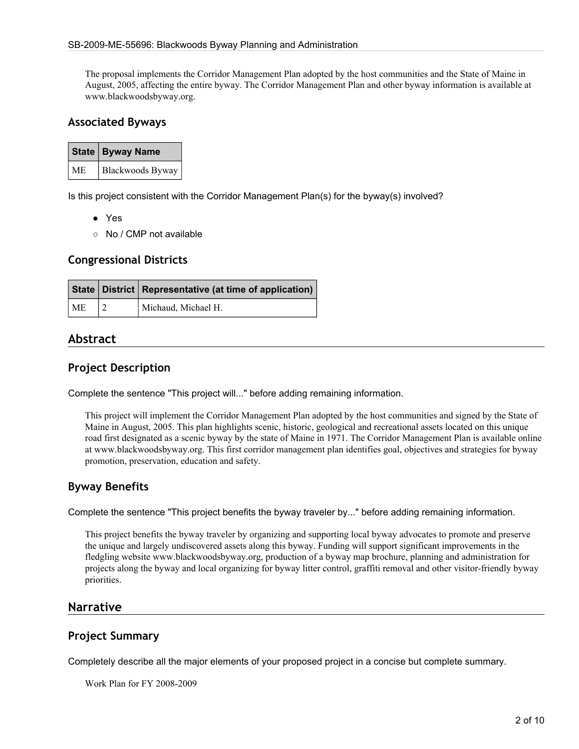The proposal implements the Corridor Management Plan adopted by the host communities and the State of Maine in August, 2005, affecting the entire byway. The Corridor Management Plan and other byway information is available at www.blackwoodsbyway.org.

### Associated Byways

| State | Byway Name |
|---|---|
| ME | Blackwoods Byway |

Is this project consistent with the Corridor Management Plan(s) for the byway(s) involved?

- ● Yes
- ○ No / CMP not available

### Congressional Districts

| State | District | Representative (at time of application) |
|---|---|---|
| ME | 2 | Michaud, Michael H. |

## Abstract

### Project Description

Complete the sentence "This project will..." before adding remaining information.

This project will implement the Corridor Management Plan adopted by the host communities and signed by the State of Maine in August, 2005. This plan highlights scenic, historic, geological and recreational assets located on this unique road first designated as a scenic byway by the state of Maine in 1971. The Corridor Management Plan is available online at www.blackwoodsbyway.org. This first corridor management plan identifies goal, objectives and strategies for byway promotion, preservation, education and safety.

### Byway Benefits

Complete the sentence "This project benefits the byway traveler by..." before adding remaining information.

This project benefits the byway traveler by organizing and supporting local byway advocates to promote and preserve the unique and largely undiscovered assets along this byway. Funding will support significant improvements in the fledgling website www.blackwoodsbyway.org, production of a byway map brochure, planning and administration for projects along the byway and local organizing for byway litter control, graffiti removal and other visitor-friendly byway priorities.

## Narrative

### Project Summary

Completely describe all the major elements of your proposed project in a concise but complete summary.

Work Plan for FY 2008-2009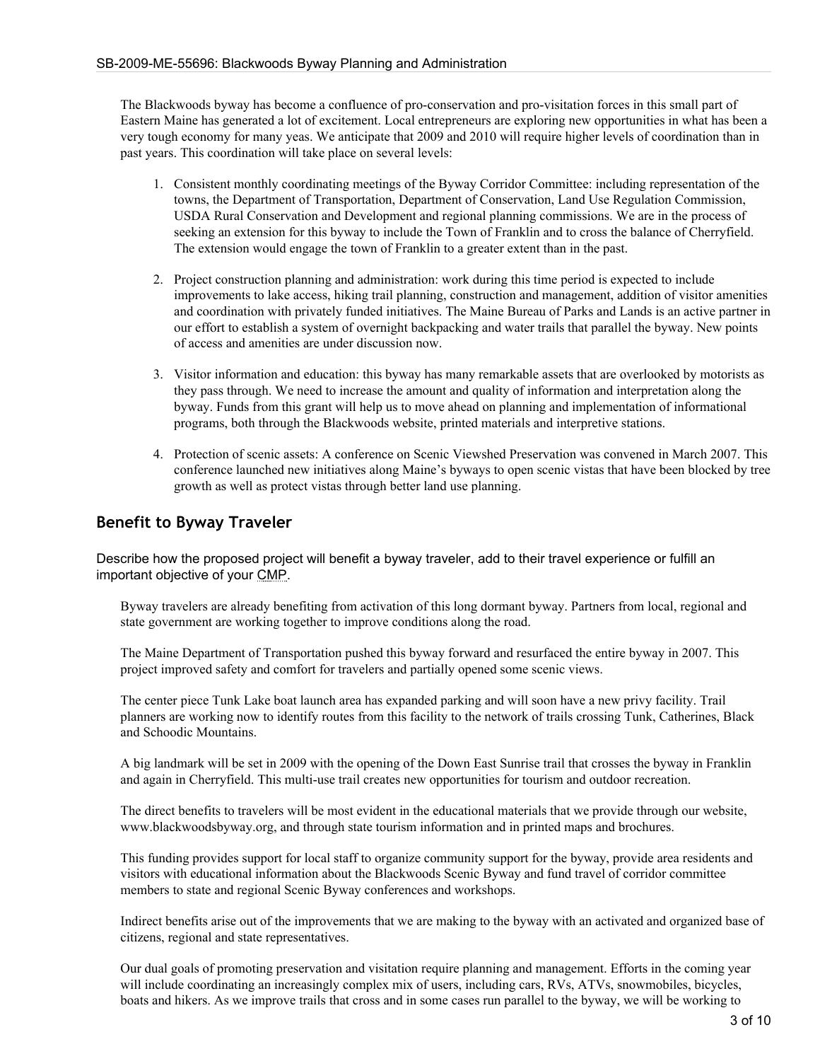The Blackwoods byway has become a confluence of pro-conservation and pro-visitation forces in this small part of Eastern Maine has generated a lot of excitement. Local entrepreneurs are exploring new opportunities in what has been a very tough economy for many yeas. We anticipate that 2009 and 2010 will require higher levels of coordination than in past years. This coordination will take place on several levels:

1. Consistent monthly coordinating meetings of the Byway Corridor Committee: including representation of the towns, the Department of Transportation, Department of Conservation, Land Use Regulation Commission, USDA Rural Conservation and Development and regional planning commissions. We are in the process of seeking an extension for this byway to include the Town of Franklin and to cross the balance of Cherryfield. The extension would engage the town of Franklin to a greater extent than in the past.
2. Project construction planning and administration: work during this time period is expected to include improvements to lake access, hiking trail planning, construction and management, addition of visitor amenities and coordination with privately funded initiatives. The Maine Bureau of Parks and Lands is an active partner in our effort to establish a system of overnight backpacking and water trails that parallel the byway. New points of access and amenities are under discussion now.
3. Visitor information and education: this byway has many remarkable assets that are overlooked by motorists as they pass through. We need to increase the amount and quality of information and interpretation along the byway. Funds from this grant will help us to move ahead on planning and implementation of informational programs, both through the Blackwoods website, printed materials and interpretive stations.
4. Protection of scenic assets: A conference on Scenic Viewshed Preservation was convened in March 2007. This conference launched new initiatives along Maine's byways to open scenic vistas that have been blocked by tree growth as well as protect vistas through better land use planning.

## Benefit to Byway Traveler

Describe how the proposed project will benefit a byway traveler, add to their travel experience or fulfill an important objective of your CMP.

Byway travelers are already benefiting from activation of this long dormant byway. Partners from local, regional and state government are working together to improve conditions along the road.

The Maine Department of Transportation pushed this byway forward and resurfaced the entire byway in 2007. This project improved safety and comfort for travelers and partially opened some scenic views.

The center piece Tunk Lake boat launch area has expanded parking and will soon have a new privy facility. Trail planners are working now to identify routes from this facility to the network of trails crossing Tunk, Catherines, Black and Schoodic Mountains.

A big landmark will be set in 2009 with the opening of the Down East Sunrise trail that crosses the byway in Franklin and again in Cherryfield. This multi-use trail creates new opportunities for tourism and outdoor recreation.

The direct benefits to travelers will be most evident in the educational materials that we provide through our website, www.blackwoodsbyway.org, and through state tourism information and in printed maps and brochures.

This funding provides support for local staff to organize community support for the byway, provide area residents and visitors with educational information about the Blackwoods Scenic Byway and fund travel of corridor committee members to state and regional Scenic Byway conferences and workshops.

Indirect benefits arise out of the improvements that we are making to the byway with an activated and organized base of citizens, regional and state representatives.

Our dual goals of promoting preservation and visitation require planning and management. Efforts in the coming year will include coordinating an increasingly complex mix of users, including cars, RVs, ATVs, snowmobiles, bicycles, boats and hikers. As we improve trails that cross and in some cases run parallel to the byway, we will be working to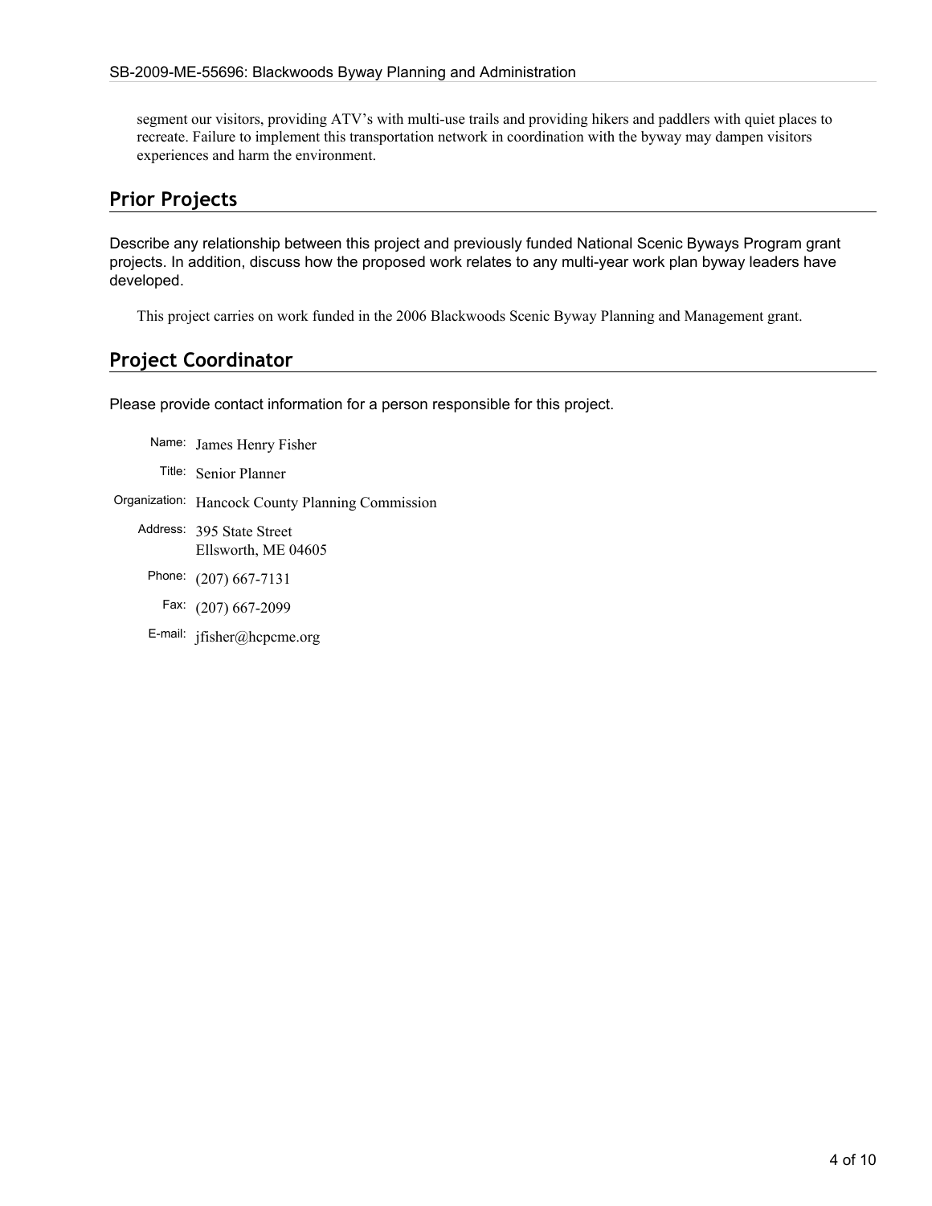segment our visitors, providing ATV's with multi-use trails and providing hikers and paddlers with quiet places to recreate. Failure to implement this transportation network in coordination with the byway may dampen visitors experiences and harm the environment.

## Prior Projects

Describe any relationship between this project and previously funded National Scenic Byways Program grant projects. In addition, discuss how the proposed work relates to any multi-year work plan byway leaders have developed.

This project carries on work funded in the 2006 Blackwoods Scenic Byway Planning and Management grant.

## Project Coordinator

Please provide contact information for a person responsible for this project.

Name: James Henry Fisher

Title: Senior Planner

Organization: Hancock County Planning Commission

Address: 395 State Street
Ellsworth, ME 04605

Phone: (207) 667-7131

Fax: (207) 667-2099

E-mail: jfisher@hcpcme.org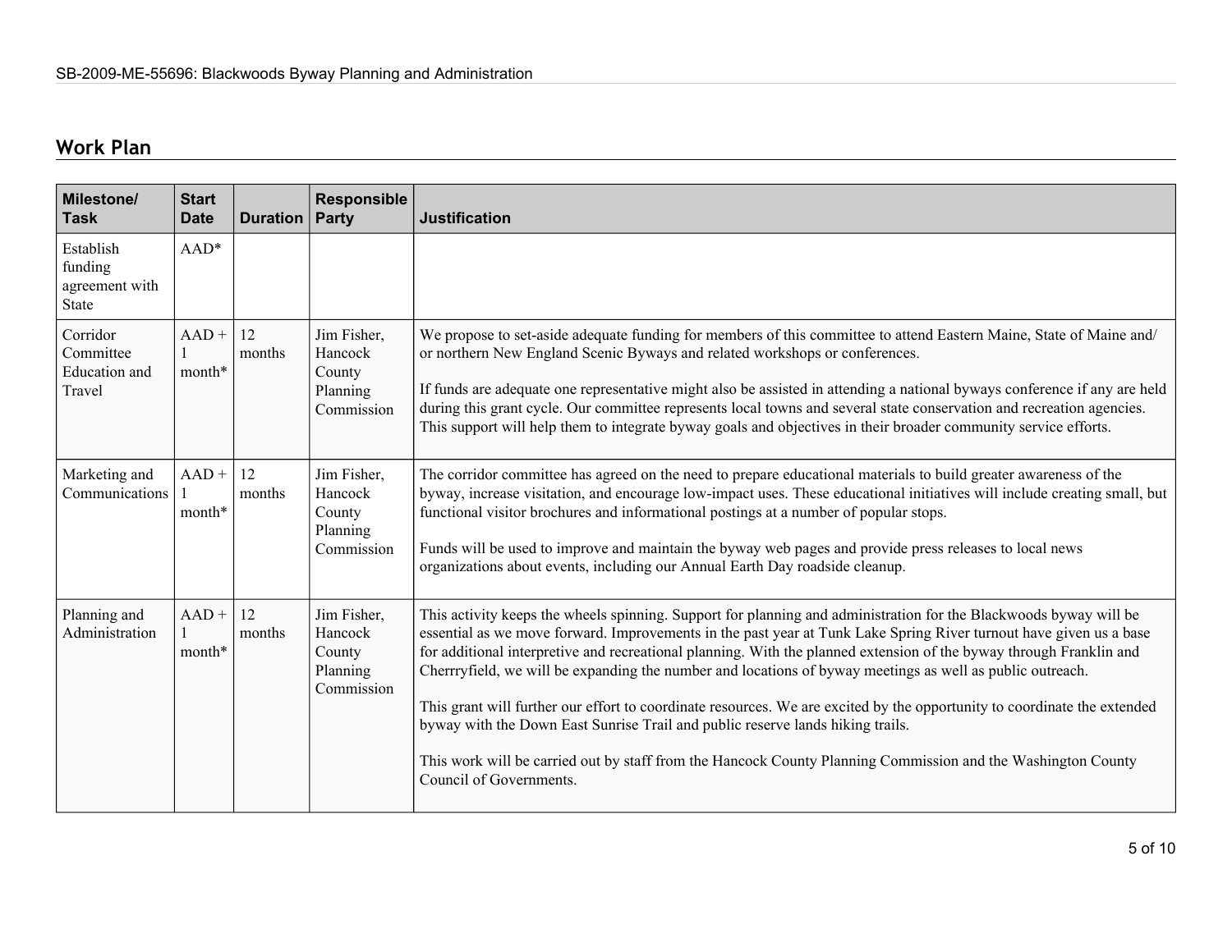## Work Plan

| Milestone/ Task | Start Date | Duration | Responsible Party | Justification |
|---|---|---|---|---|
| Establish funding agreement with State | AAD* | | | |
| Corridor Committee Education and Travel | AAD + 1 month* | 12 months | Jim Fisher, Hancock County Planning Commission | We propose to set-aside adequate funding for members of this committee to attend Eastern Maine, State of Maine and/ or northern New England Scenic Byways and related workshops or conferences.<br><br>If funds are adequate one representative might also be assisted in attending a national byways conference if any are held during this grant cycle. Our committee represents local towns and several state conservation and recreation agencies. This support will help them to integrate byway goals and objectives in their broader community service efforts. |
| Marketing and Communications | AAD + 1 month* | 12 months | Jim Fisher, Hancock County Planning Commission | The corridor committee has agreed on the need to prepare educational materials to build greater awareness of the byway, increase visitation, and encourage low-impact uses. These educational initiatives will include creating small, but functional visitor brochures and informational postings at a number of popular stops.<br><br>Funds will be used to improve and maintain the byway web pages and provide press releases to local news organizations about events, including our Annual Earth Day roadside cleanup. |
| Planning and Administration | AAD + 1 month* | 12 months | Jim Fisher, Hancock County Planning Commission | This activity keeps the wheels spinning. Support for planning and administration for the Blackwoods byway will be essential as we move forward. Improvements in the past year at Tunk Lake Spring River turnout have given us a base for additional interpretive and recreational planning. With the planned extension of the byway through Franklin and Cherrryfield, we will be expanding the number and locations of byway meetings as well as public outreach.<br><br>This grant will further our effort to coordinate resources. We are excited by the opportunity to coordinate the extended byway with the Down East Sunrise Trail and public reserve lands hiking trails.<br><br>This work will be carried out by staff from the Hancock County Planning Commission and the Washington County Council of Governments. |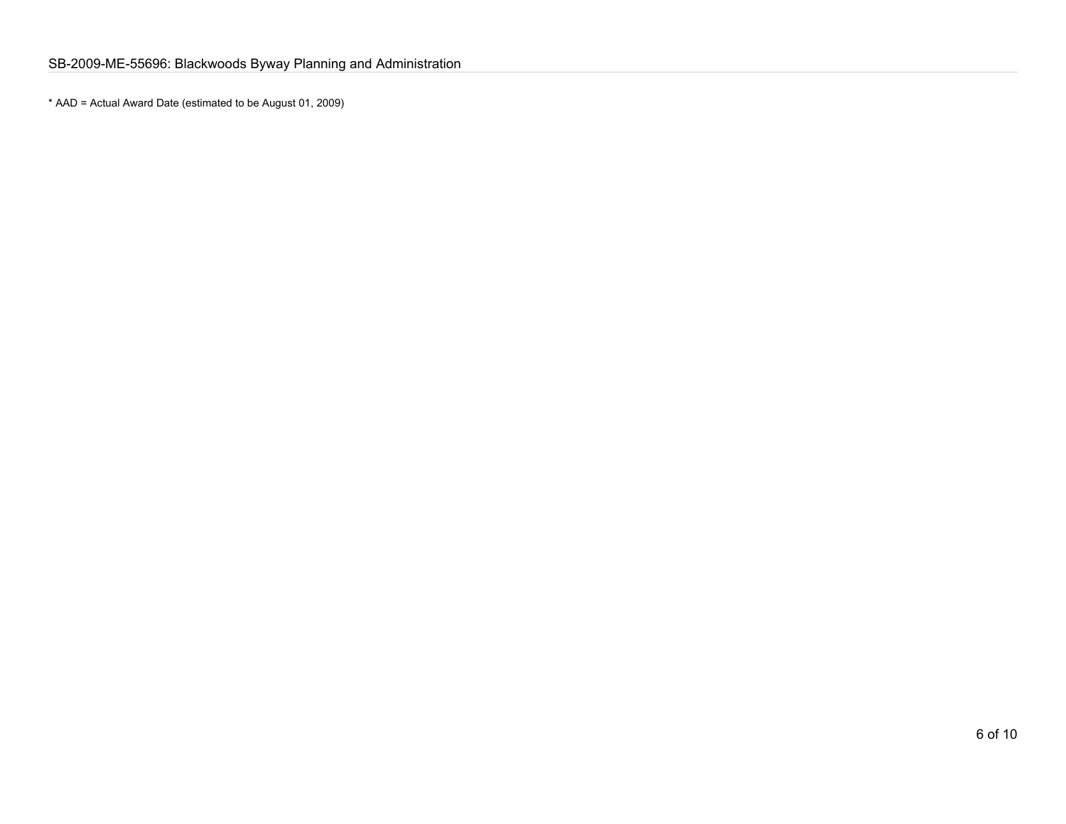* AAD = Actual Award Date (estimated to be August 01, 2009)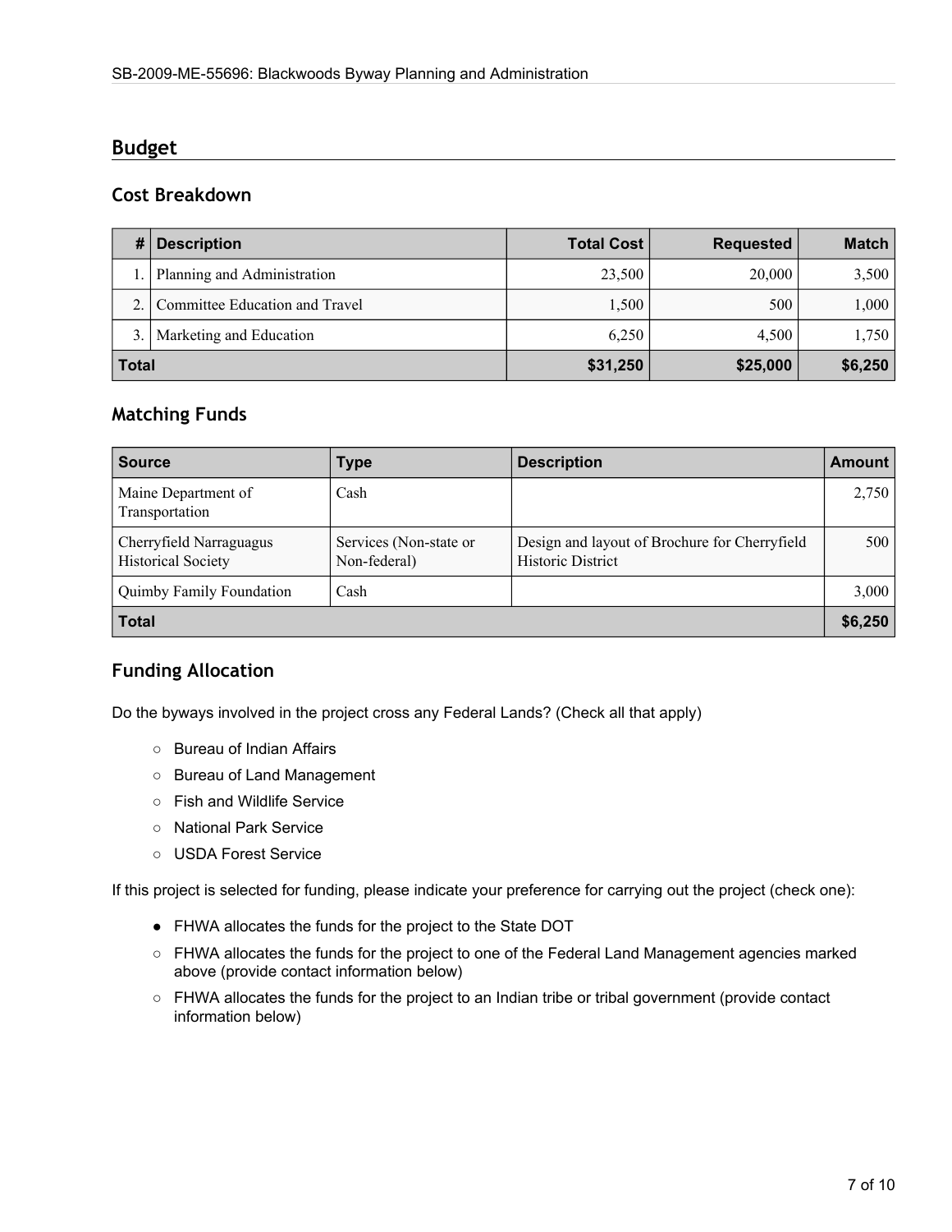## Budget

### Cost Breakdown

| # | Description | Total Cost | Requested | Match |
|---|---|---|---|---|
| 1. | Planning and Administration | 23,500 | 20,000 | 3,500 |
| 2. | Committee Education and Travel | 1,500 | 500 | 1,000 |
| 3. | Marketing and Education | 6,250 | 4,500 | 1,750 |
| **Total** | | **$31,250** | **$25,000** | **$6,250** |

### Matching Funds

| Source | Type | Description | Amount |
|---|---|---|---|
| Maine Department of Transportation | Cash | | 2,750 |
| Cherryfield Narraguagus Historical Society | Services (Non-state or Non-federal) | Design and layout of Brochure for Cherryfield Historic District | 500 |
| Quimby Family Foundation | Cash | | 3,000 |
| **Total** | | | **$6,250** |

### Funding Allocation

Do the byways involved in the project cross any Federal Lands? (Check all that apply)

- ○ Bureau of Indian Affairs
- ○ Bureau of Land Management
- ○ Fish and Wildlife Service
- ○ National Park Service
- ○ USDA Forest Service

If this project is selected for funding, please indicate your preference for carrying out the project (check one):

- ● FHWA allocates the funds for the project to the State DOT
- ○ FHWA allocates the funds for the project to one of the Federal Land Management agencies marked above (provide contact information below)
- ○ FHWA allocates the funds for the project to an Indian tribe or tribal government (provide contact information below)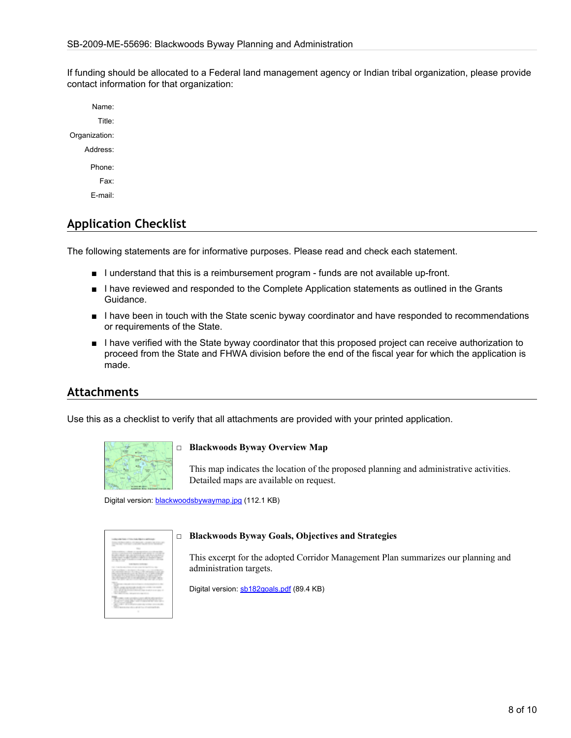If funding should be allocated to a Federal land management agency or Indian tribal organization, please provide contact information for that organization:

Name:

Title:

Organization:

Address:

Phone:

Fax:

E-mail:

## Application Checklist

The following statements are for informative purposes. Please read and check each statement.

- I understand that this is a reimbursement program - funds are not available up-front.
- I have reviewed and responded to the Complete Application statements as outlined in the Grants Guidance.
- I have been in touch with the State scenic byway coordinator and have responded to recommendations or requirements of the State.
- I have verified with the State byway coordinator that this proposed project can receive authorization to proceed from the State and FHWA division before the end of the fiscal year for which the application is made.

## Attachments

Use this as a checklist to verify that all attachments are provided with your printed application.

□ **Blackwoods Byway Overview Map**

This map indicates the location of the proposed planning and administrative activities. Detailed maps are available on request.

Digital version: blackwoodsbywaymap.jpg (112.1 KB)

□ **Blackwoods Byway Goals, Objectives and Strategies**

This excerpt for the adopted Corridor Management Plan summarizes our planning and administration targets.

Digital version: sb182goals.pdf (89.4 KB)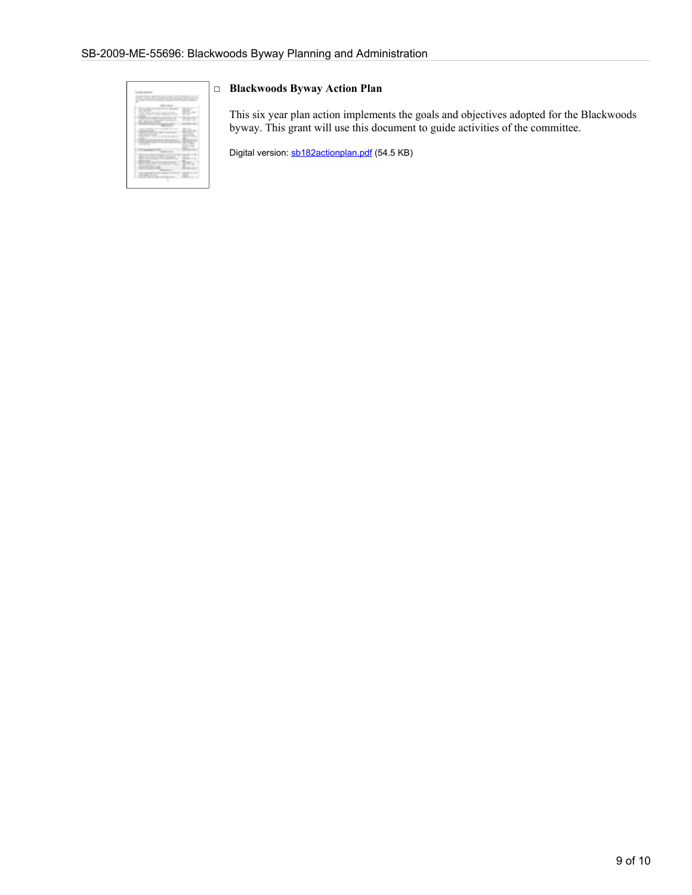- **Blackwoods Byway Action Plan**

  This six year plan action implements the goals and objectives adopted for the Blackwoods byway. This grant will use this document to guide activities of the committee.

  Digital version: sb182actionplan.pdf (54.5 KB)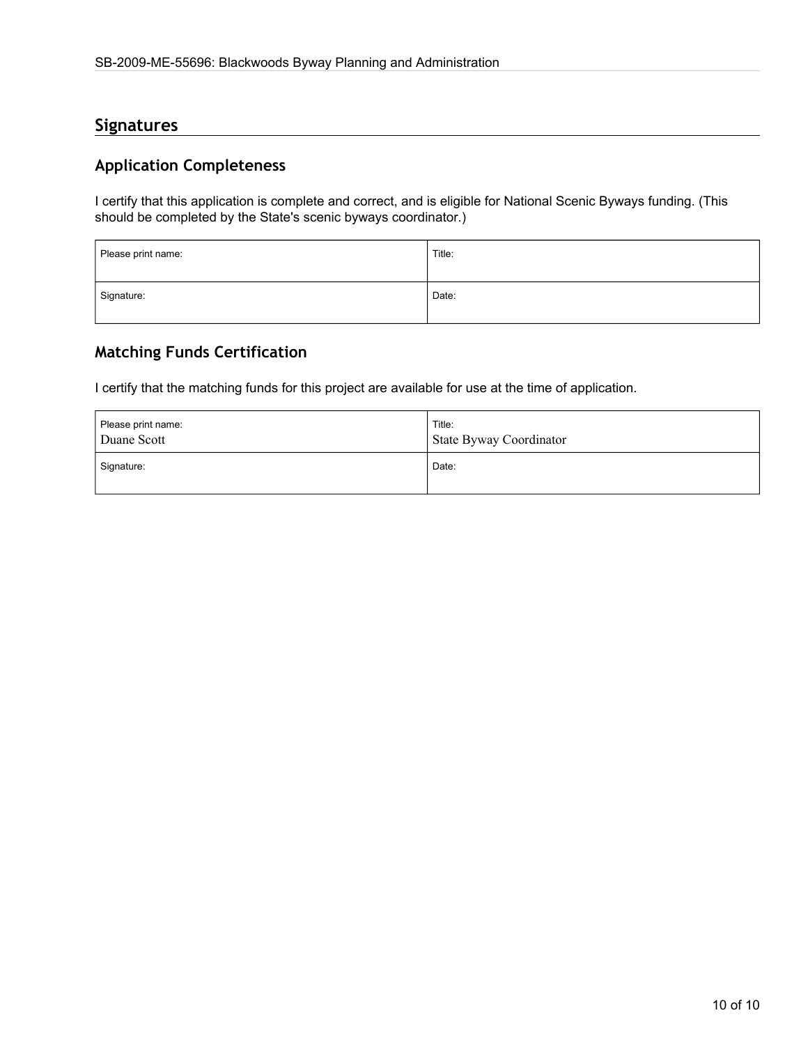## Signatures

### Application Completeness

I certify that this application is complete and correct, and is eligible for National Scenic Byways funding. (This should be completed by the State's scenic byways coordinator.)

| | |
|---|---|
| Please print name: | Title: |
| Signature: | Date: |

### Matching Funds Certification

I certify that the matching funds for this project are available for use at the time of application.

| | |
|---|---|
| Please print name: Duane Scott | Title: State Byway Coordinator |
| Signature: | Date: |